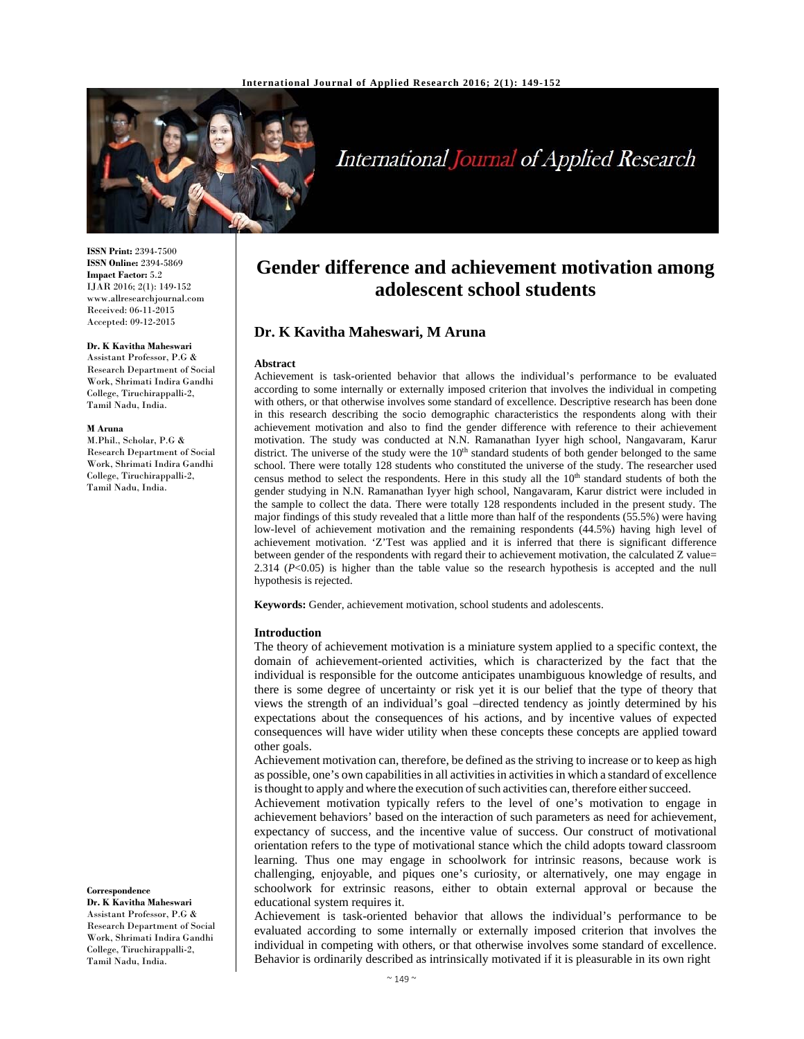ISSN Print: 2394-7500
ISSN Online: 2394-5869
Impact Factor: 5.2
IJAR 2016; 2(1): 149-152
www.allresearchjournal.com
Received: 06-11-2015
Accepted: 09-12-2015

**Dr. K Kavitha Maheswari**
Assistant Professor, P.G & Research Department of Social Work, Shrimati Indira Gandhi College, Tiruchirappalli-2, Tamil Nadu, India.

**M Aruna**
M.Phil., Scholar, P.G & Research Department of Social Work, Shrimati Indira Gandhi College, Tiruchirappalli-2, Tamil Nadu, India.

**Correspondence**
**Dr. K Kavitha Maheswari**
Assistant Professor, P.G & Research Department of Social Work, Shrimati Indira Gandhi College, Tiruchirappalli-2, Tamil Nadu, India.

# Gender difference and achievement motivation among adolescent school students

## Dr. K Kavitha Maheswari, M Aruna

**Abstract**

Achievement is task-oriented behavior that allows the individual's performance to be evaluated according to some internally or externally imposed criterion that involves the individual in competing with others, or that otherwise involves some standard of excellence. Descriptive research has been done in this research describing the socio demographic characteristics the respondents along with their achievement motivation and also to find the gender difference with reference to their achievement motivation. The study was conducted at N.N. Ramanathan Iyyer high school, Nangavaram, Karur district. The universe of the study were the 10th standard students of both gender belonged to the same school. There were totally 128 students who constituted the universe of the study. The researcher used census method to select the respondents. Here in this study all the 10th standard students of both the gender studying in N.N. Ramanathan Iyyer high school, Nangavaram, Karur district were included in the sample to collect the data. There were totally 128 respondents included in the present study. The major findings of this study revealed that a little more than half of the respondents (55.5%) were having low-level of achievement motivation and the remaining respondents (44.5%) having high level of achievement motivation. 'Z'Test was applied and it is inferred that there is significant difference between gender of the respondents with regard their to achievement motivation, the calculated Z value= 2.314 ($P<0.05$) is higher than the table value so the research hypothesis is accepted and the null hypothesis is rejected.

**Keywords:** Gender, achievement motivation, school students and adolescents.

**Introduction**

The theory of achievement motivation is a miniature system applied to a specific context, the domain of achievement-oriented activities, which is characterized by the fact that the individual is responsible for the outcome anticipates unambiguous knowledge of results, and there is some degree of uncertainty or risk yet it is our belief that the type of theory that views the strength of an individual's goal –directed tendency as jointly determined by his expectations about the consequences of his actions, and by incentive values of expected consequences will have wider utility when these concepts these concepts are applied toward other goals.

Achievement motivation can, therefore, be defined as the striving to increase or to keep as high as possible, one's own capabilities in all activities in activities in which a standard of excellence is thought to apply and where the execution of such activities can, therefore either succeed.

Achievement motivation typically refers to the level of one's motivation to engage in achievement behaviors' based on the interaction of such parameters as need for achievement, expectancy of success, and the incentive value of success. Our construct of motivational orientation refers to the type of motivational stance which the child adopts toward classroom learning. Thus one may engage in schoolwork for intrinsic reasons, because work is challenging, enjoyable, and piques one's curiosity, or alternatively, one may engage in schoolwork for extrinsic reasons, either to obtain external approval or because the educational system requires it.

Achievement is task-oriented behavior that allows the individual's performance to be evaluated according to some internally or externally imposed criterion that involves the individual in competing with others, or that otherwise involves some standard of excellence. Behavior is ordinarily described as intrinsically motivated if it is pleasurable in its own right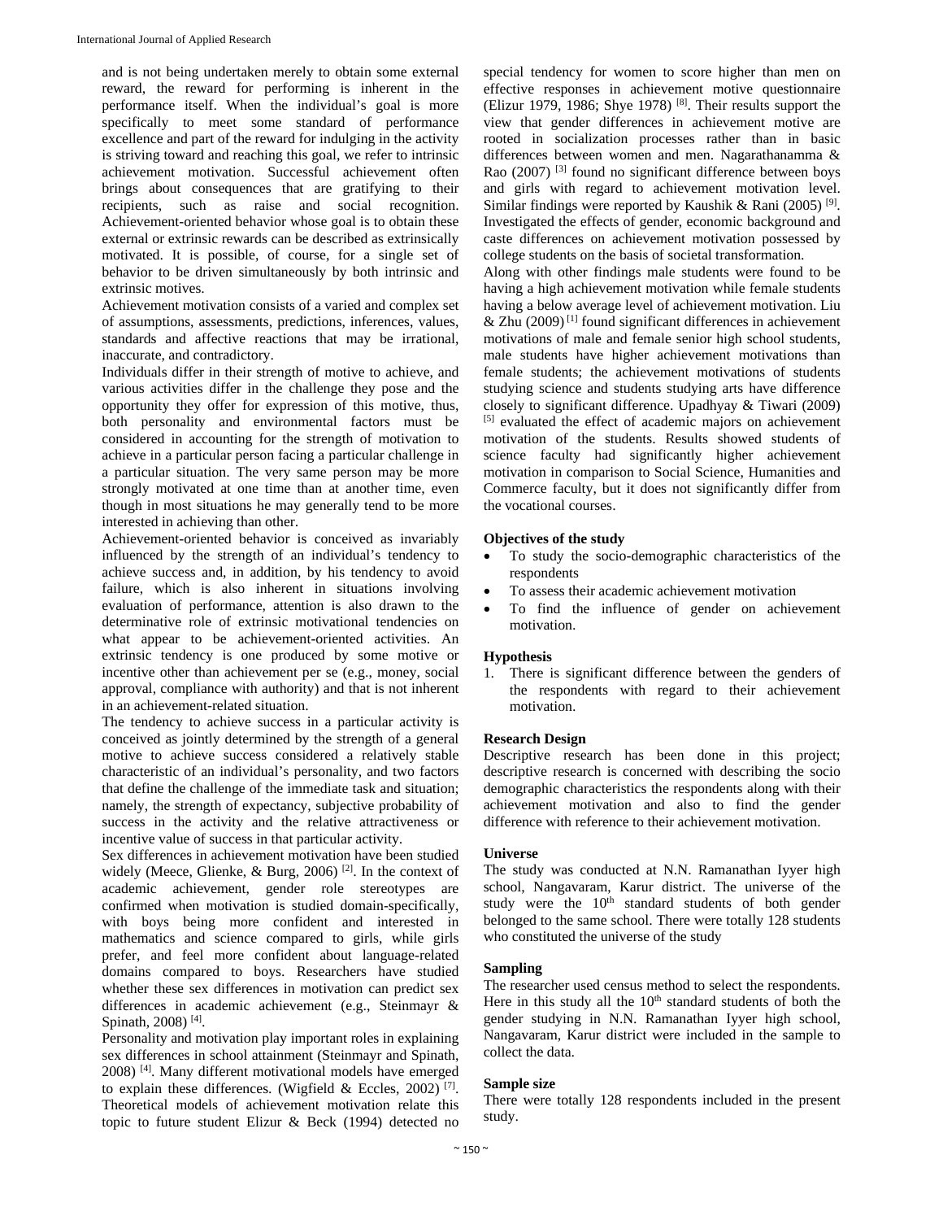and is not being undertaken merely to obtain some external reward, the reward for performing is inherent in the performance itself. When the individual's goal is more specifically to meet some standard of performance excellence and part of the reward for indulging in the activity is striving toward and reaching this goal, we refer to intrinsic achievement motivation. Successful achievement often brings about consequences that are gratifying to their recipients, such as raise and social recognition. Achievement-oriented behavior whose goal is to obtain these external or extrinsic rewards can be described as extrinsically motivated. It is possible, of course, for a single set of behavior to be driven simultaneously by both intrinsic and extrinsic motives.

Achievement motivation consists of a varied and complex set of assumptions, assessments, predictions, inferences, values, standards and affective reactions that may be irrational, inaccurate, and contradictory.

Individuals differ in their strength of motive to achieve, and various activities differ in the challenge they pose and the opportunity they offer for expression of this motive, thus, both personality and environmental factors must be considered in accounting for the strength of motivation to achieve in a particular person facing a particular challenge in a particular situation. The very same person may be more strongly motivated at one time than at another time, even though in most situations he may generally tend to be more interested in achieving than other.

Achievement-oriented behavior is conceived as invariably influenced by the strength of an individual's tendency to achieve success and, in addition, by his tendency to avoid failure, which is also inherent in situations involving evaluation of performance, attention is also drawn to the determinative role of extrinsic motivational tendencies on what appear to be achievement-oriented activities. An extrinsic tendency is one produced by some motive or incentive other than achievement per se (e.g., money, social approval, compliance with authority) and that is not inherent in an achievement-related situation.

The tendency to achieve success in a particular activity is conceived as jointly determined by the strength of a general motive to achieve success considered a relatively stable characteristic of an individual's personality, and two factors that define the challenge of the immediate task and situation; namely, the strength of expectancy, subjective probability of success in the activity and the relative attractiveness or incentive value of success in that particular activity.

Sex differences in achievement motivation have been studied widely (Meece, Glienke, & Burg, 2006) [2]. In the context of academic achievement, gender role stereotypes are confirmed when motivation is studied domain-specifically, with boys being more confident and interested in mathematics and science compared to girls, while girls prefer, and feel more confident about language-related domains compared to boys. Researchers have studied whether these sex differences in motivation can predict sex differences in academic achievement (e.g., Steinmayr & Spinath, 2008) [4].

Personality and motivation play important roles in explaining sex differences in school attainment (Steinmayr and Spinath, 2008) [4]. Many different motivational models have emerged to explain these differences. (Wigfield & Eccles, 2002) [7]. Theoretical models of achievement motivation relate this topic to future student Elizur & Beck (1994) detected no special tendency for women to score higher than men on effective responses in achievement motive questionnaire (Elizur 1979, 1986; Shye 1978) [8]. Their results support the view that gender differences in achievement motive are rooted in socialization processes rather than in basic differences between women and men. Nagarathanamma & Rao (2007) [3] found no significant difference between boys and girls with regard to achievement motivation level. Similar findings were reported by Kaushik & Rani (2005) [9]. Investigated the effects of gender, economic background and caste differences on achievement motivation possessed by college students on the basis of societal transformation.

Along with other findings male students were found to be having a high achievement motivation while female students having a below average level of achievement motivation. Liu & Zhu (2009) [1] found significant differences in achievement motivations of male and female senior high school students, male students have higher achievement motivations than female students; the achievement motivations of students studying science and students studying arts have difference closely to significant difference. Upadhyay & Tiwari (2009) [5] evaluated the effect of academic majors on achievement motivation of the students. Results showed students of science faculty had significantly higher achievement motivation in comparison to Social Science, Humanities and Commerce faculty, but it does not significantly differ from the vocational courses.

**Objectives of the study**

- To study the socio-demographic characteristics of the respondents
- To assess their academic achievement motivation
- To find the influence of gender on achievement motivation.

**Hypothesis**

1. There is significant difference between the genders of the respondents with regard to their achievement motivation.

**Research Design**

Descriptive research has been done in this project; descriptive research is concerned with describing the socio demographic characteristics the respondents along with their achievement motivation and also to find the gender difference with reference to their achievement motivation.

**Universe**

The study was conducted at N.N. Ramanathan Iyyer high school, Nangavaram, Karur district. The universe of the study were the 10th standard students of both gender belonged to the same school. There were totally 128 students who constituted the universe of the study

**Sampling**

The researcher used census method to select the respondents. Here in this study all the 10th standard students of both the gender studying in N.N. Ramanathan Iyyer high school, Nangavaram, Karur district were included in the sample to collect the data.

**Sample size**

There were totally 128 respondents included in the present study.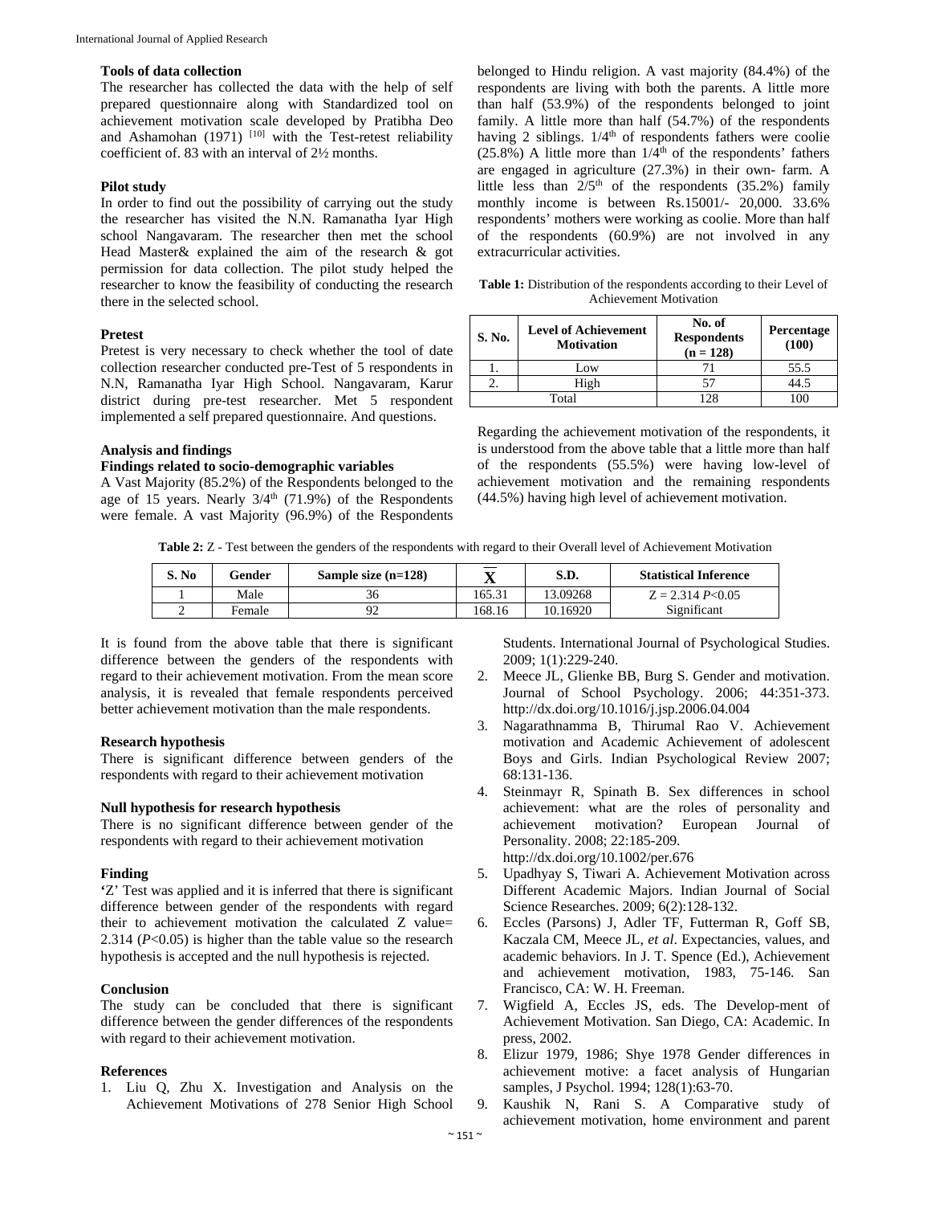**Tools of data collection**

The researcher has collected the data with the help of self prepared questionnaire along with Standardized tool on achievement motivation scale developed by Pratibha Deo and Ashamohan (1971) [10] with the Test-retest reliability coefficient of. 83 with an interval of 2½ months.

**Pilot study**

In order to find out the possibility of carrying out the study the researcher has visited the N.N. Ramanatha Iyar High school Nangavaram. The researcher then met the school Head Master& explained the aim of the research & got permission for data collection. The pilot study helped the researcher to know the feasibility of conducting the research there in the selected school.

**Pretest**

Pretest is very necessary to check whether the tool of date collection researcher conducted pre-Test of 5 respondents in N.N, Ramanatha Iyar High School. Nangavaram, Karur district during pre-test researcher. Met 5 respondent implemented a self prepared questionnaire. And questions.

**Analysis and findings**

**Findings related to socio-demographic variables**

A Vast Majority (85.2%) of the Respondents belonged to the age of 15 years. Nearly 3/4th (71.9%) of the Respondents were female. A vast Majority (96.9%) of the Respondents belonged to Hindu religion. A vast majority (84.4%) of the respondents are living with both the parents. A little more than half (53.9%) of the respondents belonged to joint family. A little more than half (54.7%) of the respondents having 2 siblings. 1/4th of respondents fathers were coolie (25.8%) A little more than 1/4th of the respondents' fathers are engaged in agriculture (27.3%) in their own- farm. A little less than 2/5th of the respondents (35.2%) family monthly income is between Rs.15001/- 20,000. 33.6% respondents' mothers were working as coolie. More than half of the respondents (60.9%) are not involved in any extracurricular activities.

**Table 1:** Distribution of the respondents according to their Level of Achievement Motivation

| S. No. | Level of Achievement Motivation | No. of Respondents (n = 128) | Percentage (100) |
|---|---|---|---|
| 1. | Low | 71 | 55.5 |
| 2. | High | 57 | 44.5 |
| | Total | 128 | 100 |

Regarding the achievement motivation of the respondents, it is understood from the above table that a little more than half of the respondents (55.5%) were having low-level of achievement motivation and the remaining respondents (44.5%) having high level of achievement motivation.

**Table 2:** Z - Test between the genders of the respondents with regard to their Overall level of Achievement Motivation

| S. No | Gender | Sample size (n=128) | $\overline{X}$ | S.D. | Statistical Inference |
|---|---|---|---|---|---|
| 1 | Male | 36 | 165.31 | 13.09268 | Z = 2.314 $P<0.05$ Significant |
| 2 | Female | 92 | 168.16 | 10.16920 | |

It is found from the above table that there is significant difference between the genders of the respondents with regard to their achievement motivation. From the mean score analysis, it is revealed that female respondents perceived better achievement motivation than the male respondents.

**Research hypothesis**

There is significant difference between genders of the respondents with regard to their achievement motivation

**Null hypothesis for research hypothesis**

There is no significant difference between gender of the respondents with regard to their achievement motivation

**Finding**

'Z' Test was applied and it is inferred that there is significant difference between gender of the respondents with regard their to achievement motivation the calculated Z value= 2.314 ($P<0.05$) is higher than the table value so the research hypothesis is accepted and the null hypothesis is rejected.

**Conclusion**

The study can be concluded that there is significant difference between the gender differences of the respondents with regard to their achievement motivation.

**References**

1. Liu Q, Zhu X. Investigation and Analysis on the Achievement Motivations of 278 Senior High School Students. International Journal of Psychological Studies. 2009; 1(1):229-240.
2. Meece JL, Glienke BB, Burg S. Gender and motivation. Journal of School Psychology. 2006; 44:351-373. http://dx.doi.org/10.1016/j.jsp.2006.04.004
3. Nagarathnamma B, Thirumal Rao V. Achievement motivation and Academic Achievement of adolescent Boys and Girls. Indian Psychological Review 2007; 68:131-136.
4. Steinmayr R, Spinath B. Sex differences in school achievement: what are the roles of personality and achievement motivation? European Journal of Personality. 2008; 22:185-209. http://dx.doi.org/10.1002/per.676
5. Upadhyay S, Tiwari A. Achievement Motivation across Different Academic Majors. Indian Journal of Social Science Researches. 2009; 6(2):128-132.
6. Eccles (Parsons) J, Adler TF, Futterman R, Goff SB, Kaczala CM, Meece JL, *et al*. Expectancies, values, and academic behaviors. In J. T. Spence (Ed.), Achievement and achievement motivation, 1983, 75-146. San Francisco, CA: W. H. Freeman.
7. Wigfield A, Eccles JS, eds. The Develop-ment of Achievement Motivation. San Diego, CA: Academic. In press, 2002.
8. Elizur 1979, 1986; Shye 1978 Gender differences in achievement motive: a facet analysis of Hungarian samples, J Psychol. 1994; 128(1):63-70.
9. Kaushik N, Rani S. A Comparative study of achievement motivation, home environment and parent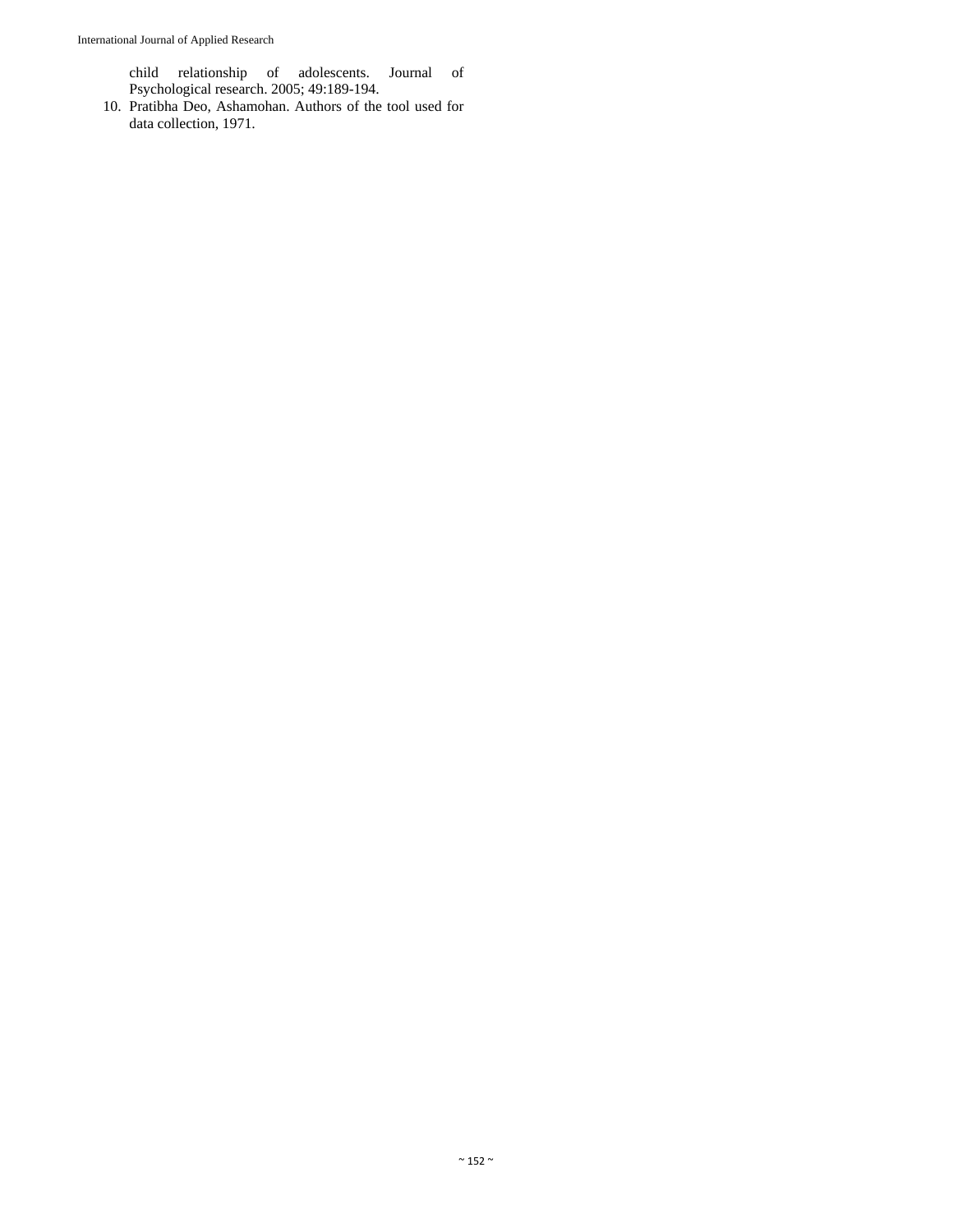child relationship of adolescents. Journal of Psychological research. 2005; 49:189-194.

10. Pratibha Deo, Ashamohan. Authors of the tool used for data collection, 1971.